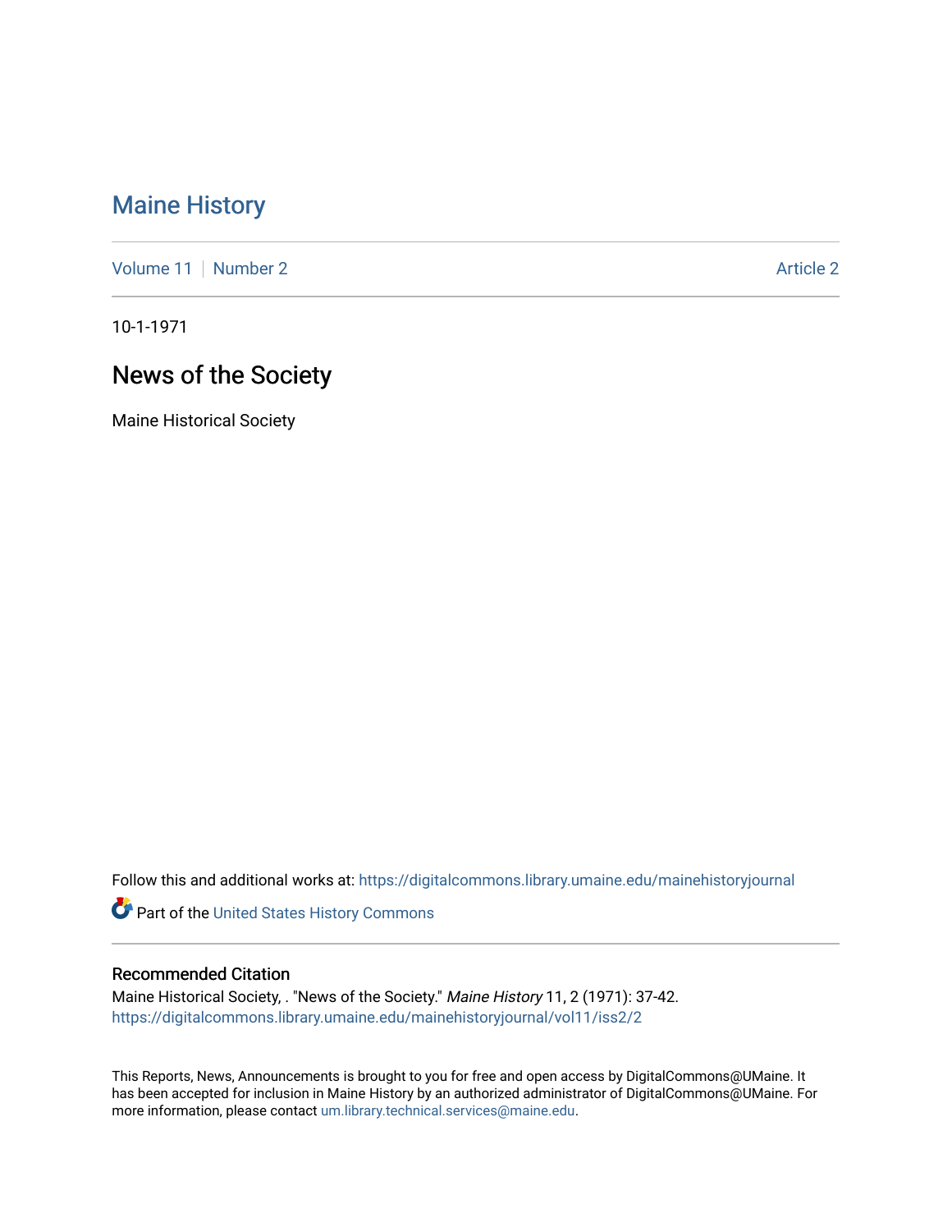# Maine History

Volume 11 | Number 2 | Article 2

10-1-1971

## News of the Society

Maine Historical Society

Follow this and additional works at: https://digitalcommons.library.umaine.edu/mainehistoryjournal

Part of the United States History Commons

### Recommended Citation

Maine Historical Society, . "News of the Society." *Maine History* 11, 2 (1971): 37-42. https://digitalcommons.library.umaine.edu/mainehistoryjournal/vol11/iss2/2

This Reports, News, Announcements is brought to you for free and open access by DigitalCommons@UMaine. It has been accepted for inclusion in Maine History by an authorized administrator of DigitalCommons@UMaine. For more information, please contact um.library.technical.services@maine.edu.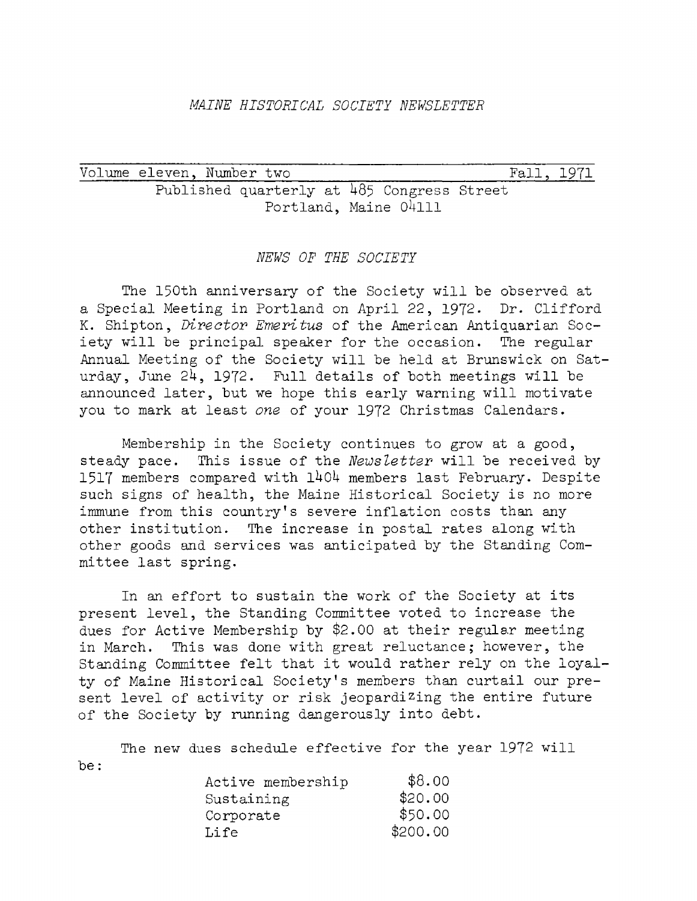*MAINE HISTORICAL SOCIETY NEWSLETTER*

Volume eleven, Number two — Fall, 1971

Published quarterly at 485 Congress Street
Portland, Maine 04111

## *NEWS OF THE SOCIETY*

The 150th anniversary of the Society will be observed at a Special Meeting in Portland on April 22, 1972. Dr. Clifford K. Shipton, *Director Emeritus* of the American Antiquarian Society will be principal speaker for the occasion. The regular Annual Meeting of the Society will be held at Brunswick on Saturday, June 24, 1972. Full details of both meetings will be announced later, but we hope this early warning will motivate you to mark at least *one* of your 1972 Christmas Calendars.

Membership in the Society continues to grow at a good, steady pace. This issue of the *Newsletter* will be received by 1517 members compared with 1404 members last February. Despite such signs of health, the Maine Historical Society is no more immune from this country's severe inflation costs than any other institution. The increase in postal rates along with other goods and services was anticipated by the Standing Committee last spring.

In an effort to sustain the work of the Society at its present level, the Standing Committee voted to increase the dues for Active Membership by $2.00 at their regular meeting in March. This was done with great reluctance; however, the Standing Committee felt that it would rather rely on the loyalty of Maine Historical Society's members than curtail our present level of activity or risk jeopardizing the entire future of the Society by running dangerously into debt.

The new dues schedule effective for the year 1972 will be:

| Membership | Dues |
|---|---|
| Active membership | $8.00 |
| Sustaining | $20.00 |
| Corporate | $50.00 |
| Life | $200.00 |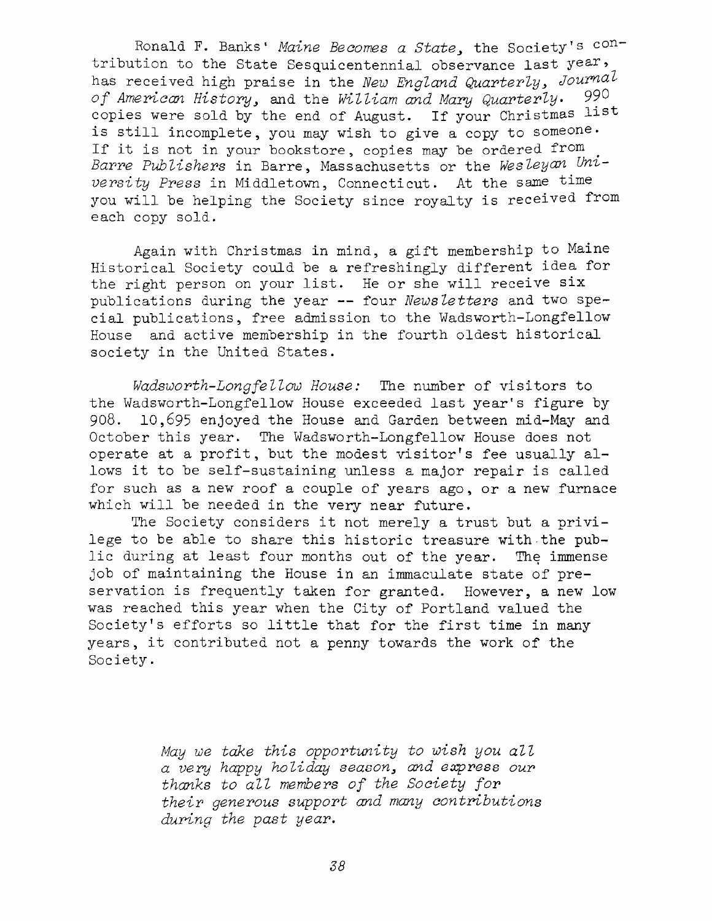Ronald F. Banks' *Maine Becomes a State*, the Society's contribution to the State Sesquicentennial observance last year, has received high praise in the *New England Quarterly*, *Journal of American History*, and the *William and Mary Quarterly*. 990 copies were sold by the end of August. If your Christmas list is still incomplete, you may wish to give a copy to someone. If it is not in your bookstore, copies may be ordered from *Barre Publishers* in Barre, Massachusetts or the *Wesleyan University Press* in Middletown, Connecticut. At the same time you will be helping the Society since royalty is received from each copy sold.

Again with Christmas in mind, a gift membership to Maine Historical Society could be a refreshingly different idea for the right person on your list. He or she will receive six publications during the year -- four *Newsletters* and two special publications, free admission to the Wadsworth-Longfellow House and active membership in the fourth oldest historical society in the United States.

*Wadsworth-Longfellow House:* The number of visitors to the Wadsworth-Longfellow House exceeded last year's figure by 908. 10,695 enjoyed the House and Garden between mid-May and October this year. The Wadsworth-Longfellow House does not operate at a profit, but the modest visitor's fee usually allows it to be self-sustaining unless a major repair is called for such as a new roof a couple of years ago, or a new furnace which will be needed in the very near future.

The Society considers it not merely a trust but a privilege to be able to share this historic treasure with the public during at least four months out of the year. The immense job of maintaining the House in an immaculate state of preservation is frequently taken for granted. However, a new low was reached this year when the City of Portland valued the Society's efforts so little that for the first time in many years, it contributed not a penny towards the work of the Society.

*May we take this opportunity to wish you all a very happy holiday season, and express our thanks to all members of the Society for their generous support and many contributions during the past year.*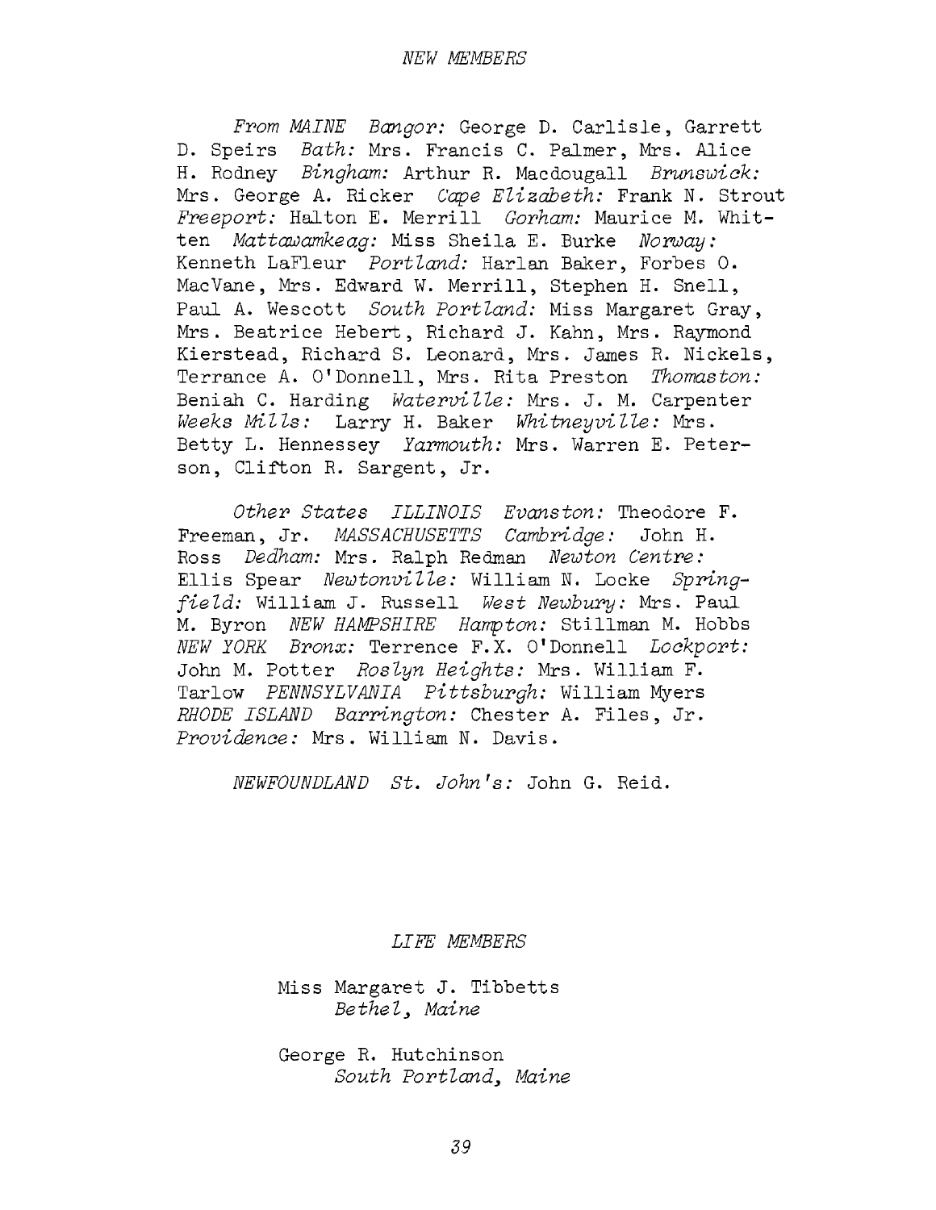## NEW MEMBERS

*From MAINE Bangor:* George D. Carlisle, Garrett D. Speirs *Bath:* Mrs. Francis C. Palmer, Mrs. Alice H. Rodney *Bingham:* Arthur R. Macdougall *Brunswick:* Mrs. George A. Ricker *Cape Elizabeth:* Frank N. Strout *Freeport:* Halton E. Merrill *Gorham:* Maurice M. Whitten *Mattawamkeag:* Miss Sheila E. Burke *Norway:* Kenneth LaFleur *Portland:* Harlan Baker, Forbes O. MacVane, Mrs. Edward W. Merrill, Stephen H. Snell, Paul A. Wescott *South Portland:* Miss Margaret Gray, Mrs. Beatrice Hebert, Richard J. Kahn, Mrs. Raymond Kierstead, Richard S. Leonard, Mrs. James R. Nickels, Terrance A. O'Donnell, Mrs. Rita Preston *Thomaston:* Beniah C. Harding *Waterville:* Mrs. J. M. Carpenter *Weeks Mills:* Larry H. Baker *Whitneyville:* Mrs. Betty L. Hennessey *Yarmouth:* Mrs. Warren E. Peterson, Clifton R. Sargent, Jr.

*Other States ILLINOIS Evanston:* Theodore F. Freeman, Jr. *MASSACHUSETTS Cambridge:* John H. Ross *Dedham:* Mrs. Ralph Redman *Newton Centre:* Ellis Spear *Newtonville:* William N. Locke *Springfield:* William J. Russell *West Newbury:* Mrs. Paul M. Byron *NEW HAMPSHIRE Hampton:* Stillman M. Hobbs *NEW YORK Bronx:* Terrence F.X. O'Donnell *Lockport:* John M. Potter *Roslyn Heights:* Mrs. William F. Tarlow *PENNSYLVANIA Pittsburgh:* William Myers *RHODE ISLAND Barrington:* Chester A. Files, Jr. *Providence:* Mrs. William N. Davis.

*NEWFOUNDLAND St. John's:* John G. Reid.

## LIFE MEMBERS

Miss Margaret J. Tibbetts
*Bethel, Maine*

George R. Hutchinson
*South Portland, Maine*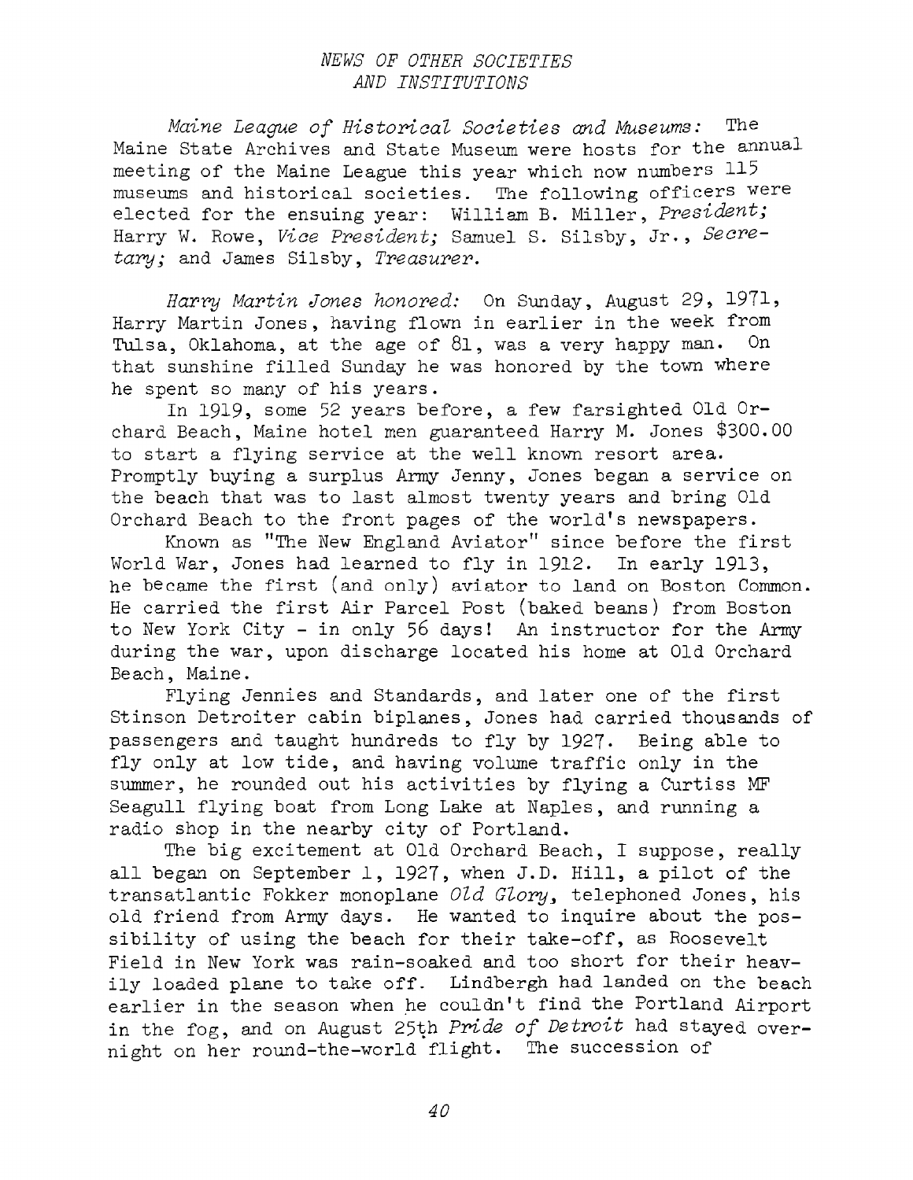## *NEWS OF OTHER SOCIETIES AND INSTITUTIONS*

*Maine League of Historical Societies and Museums:* The Maine State Archives and State Museum were hosts for the annual meeting of the Maine League this year which now numbers 115 museums and historical societies. The following officers were elected for the ensuing year: William B. Miller, *President;* Harry W. Rowe, *Vice President;* Samuel S. Silsby, Jr., *Secretary;* and James Silsby, *Treasurer.*

*Harry Martin Jones honored:* On Sunday, August 29, 1971, Harry Martin Jones, having flown in earlier in the week from Tulsa, Oklahoma, at the age of 81, was a very happy man. On that sunshine filled Sunday he was honored by the town where he spent so many of his years.

In 1919, some 52 years before, a few farsighted Old Orchard Beach, Maine hotel men guaranteed Harry M. Jones $300.00 to start a flying service at the well known resort area. Promptly buying a surplus Army Jenny, Jones began a service on the beach that was to last almost twenty years and bring Old Orchard Beach to the front pages of the world's newspapers.

Known as "The New England Aviator" since before the first World War, Jones had learned to fly in 1912. In early 1913, he became the first (and only) aviator to land on Boston Common. He carried the first Air Parcel Post (baked beans) from Boston to New York City - in only 56 days! An instructor for the Army during the war, upon discharge located his home at Old Orchard Beach, Maine.

Flying Jennies and Standards, and later one of the first Stinson Detroiter cabin biplanes, Jones had carried thousands of passengers and taught hundreds to fly by 1927. Being able to fly only at low tide, and having volume traffic only in the summer, he rounded out his activities by flying a Curtiss MF Seagull flying boat from Long Lake at Naples, and running a radio shop in the nearby city of Portland.

The big excitement at Old Orchard Beach, I suppose, really all began on September 1, 1927, when J.D. Hill, a pilot of the transatlantic Fokker monoplane *Old Glory*, telephoned Jones, his old friend from Army days. He wanted to inquire about the possibility of using the beach for their take-off, as Roosevelt Field in New York was rain-soaked and too short for their heavily loaded plane to take off. Lindbergh had landed on the beach earlier in the season when he couldn't find the Portland Airport in the fog, and on August 25th *Pride of Detroit* had stayed overnight on her round-the-world flight. The succession of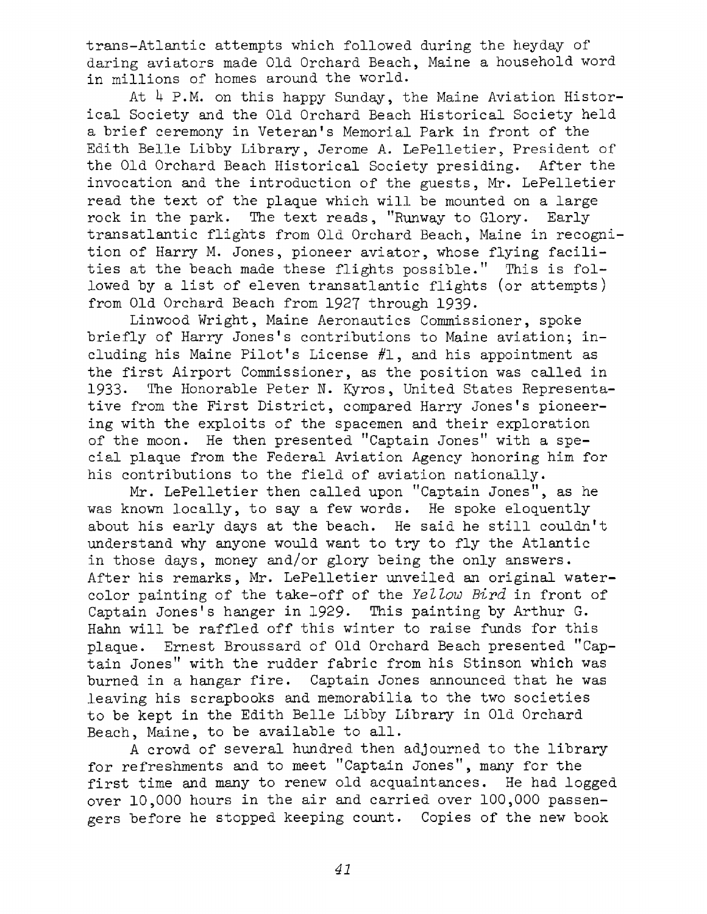trans-Atlantic attempts which followed during the heyday of daring aviators made Old Orchard Beach, Maine a household word in millions of homes around the world.

At 4 P.M. on this happy Sunday, the Maine Aviation Historical Society and the Old Orchard Beach Historical Society held a brief ceremony in Veteran's Memorial Park in front of the Edith Belle Libby Library, Jerome A. LePelletier, President of the Old Orchard Beach Historical Society presiding. After the invocation and the introduction of the guests, Mr. LePelletier read the text of the plaque which will be mounted on a large rock in the park. The text reads, "Runway to Glory. Early transatlantic flights from Old Orchard Beach, Maine in recognition of Harry M. Jones, pioneer aviator, whose flying facilities at the beach made these flights possible." This is followed by a list of eleven transatlantic flights (or attempts) from Old Orchard Beach from 1927 through 1939.

Linwood Wright, Maine Aeronautics Commissioner, spoke briefly of Harry Jones's contributions to Maine aviation; including his Maine Pilot's License #1, and his appointment as the first Airport Commissioner, as the position was called in 1933. The Honorable Peter N. Kyros, United States Representative from the First District, compared Harry Jones's pioneering with the exploits of the spacemen and their exploration of the moon. He then presented "Captain Jones" with a special plaque from the Federal Aviation Agency honoring him for his contributions to the field of aviation nationally.

Mr. LePelletier then called upon "Captain Jones", as he was known locally, to say a few words. He spoke eloquently about his early days at the beach. He said he still couldn't understand why anyone would want to try to fly the Atlantic in those days, money and/or glory being the only answers. After his remarks, Mr. LePelletier unveiled an original watercolor painting of the take-off of the *Yellow Bird* in front of Captain Jones's hanger in 1929. This painting by Arthur G. Hahn will be raffled off this winter to raise funds for this plaque. Ernest Broussard of Old Orchard Beach presented "Captain Jones" with the rudder fabric from his Stinson which was burned in a hangar fire. Captain Jones announced that he was leaving his scrapbooks and memorabilia to the two societies to be kept in the Edith Belle Libby Library in Old Orchard Beach, Maine, to be available to all.

A crowd of several hundred then adjourned to the library for refreshments and to meet "Captain Jones", many for the first time and many to renew old acquaintances. He had logged over 10,000 hours in the air and carried over 100,000 passengers before he stopped keeping count. Copies of the new book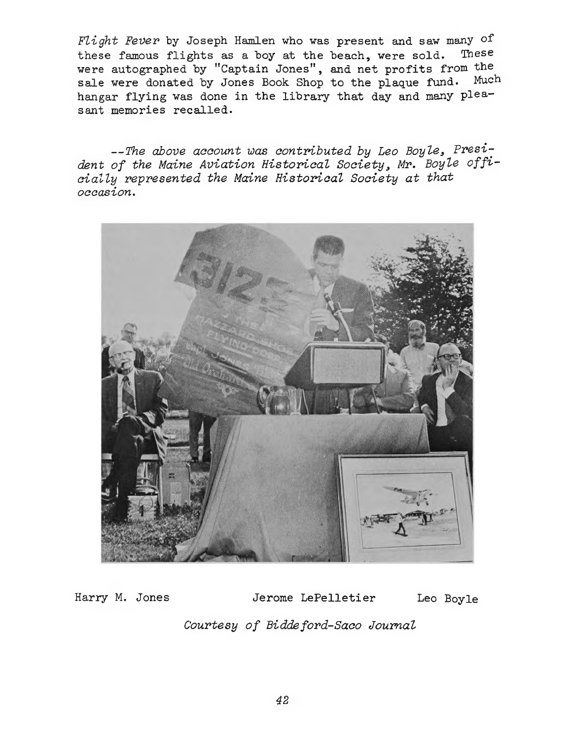*Flight Fever* by Joseph Hamlen who was present and saw many of these famous flights as a boy at the beach, were sold. These were autographed by "Captain Jones", and net profits from the sale were donated by Jones Book Shop to the plaque fund. Much hangar flying was done in the library that day and many pleasant memories recalled.

*--The above account was contributed by Leo Boyle, President of the Maine Aviation Historical Society, Mr. Boyle officially represented the Maine Historical Society at that occasion.*

Harry M. Jones Jerome LePelletier Leo Boyle

*Courtesy of Biddeford-Saco Journal*